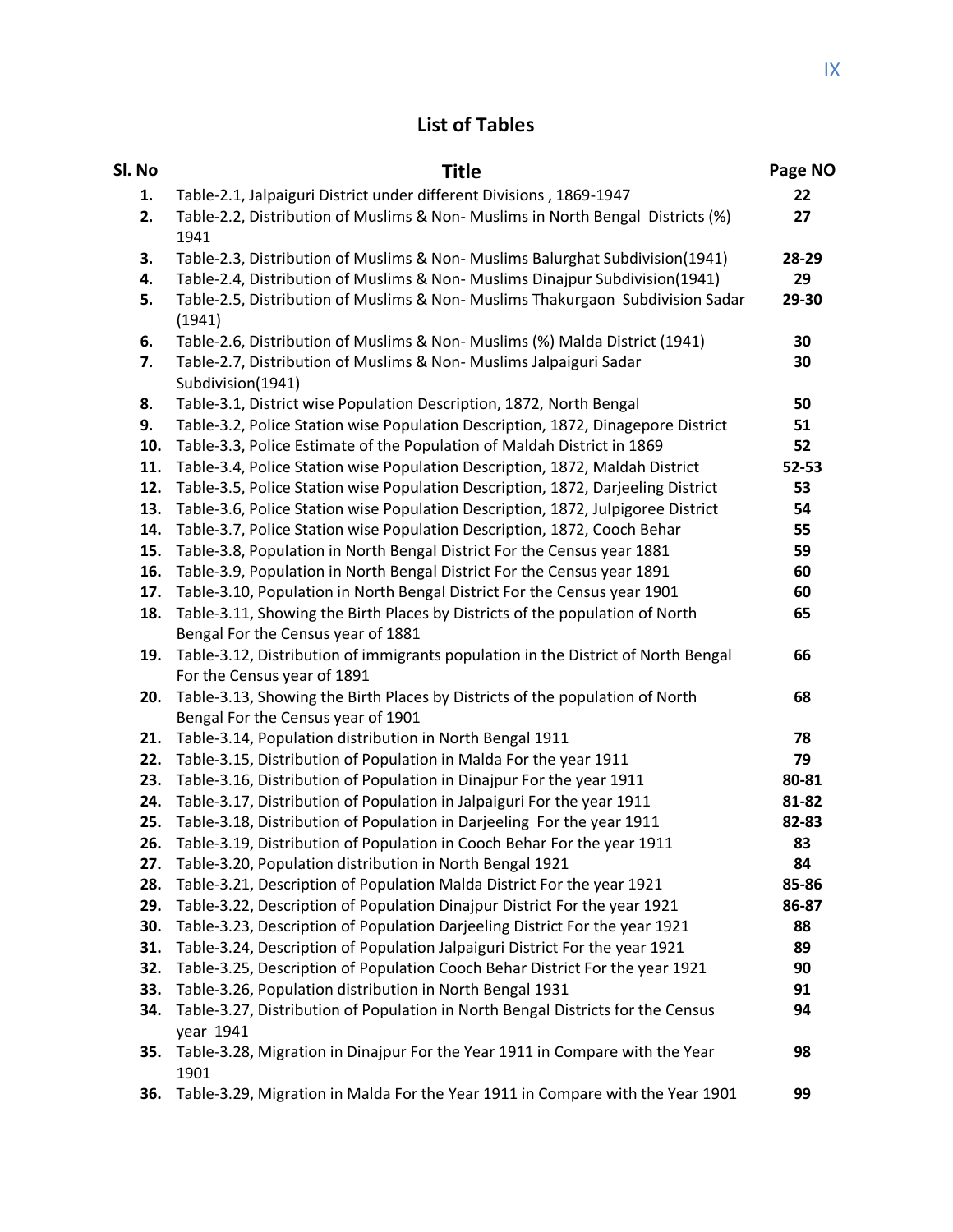# List of Tables

| Sl. No | Title | Page NO |
|---|---|---|
| 1. | Table-2.1, Jalpaiguri District under different Divisions , 1869-1947 | 22 |
| 2. | Table-2.2, Distribution of Muslims & Non- Muslims in North Bengal Districts (%) 1941 | 27 |
| 3. | Table-2.3, Distribution of Muslims & Non- Muslims Balurghat Subdivision(1941) | 28-29 |
| 4. | Table-2.4, Distribution of Muslims & Non- Muslims Dinajpur Subdivision(1941) | 29 |
| 5. | Table-2.5, Distribution of Muslims & Non- Muslims Thakurgaon Subdivision Sadar (1941) | 29-30 |
| 6. | Table-2.6, Distribution of Muslims & Non- Muslims (%) Malda District (1941) | 30 |
| 7. | Table-2.7, Distribution of Muslims & Non- Muslims Jalpaiguri Sadar Subdivision(1941) | 30 |
| 8. | Table-3.1, District wise Population Description, 1872, North Bengal | 50 |
| 9. | Table-3.2, Police Station wise Population Description, 1872, Dinagepore District | 51 |
| 10. | Table-3.3, Police Estimate of the Population of Maldah District in 1869 | 52 |
| 11. | Table-3.4, Police Station wise Population Description, 1872, Maldah District | 52-53 |
| 12. | Table-3.5, Police Station wise Population Description, 1872, Darjeeling District | 53 |
| 13. | Table-3.6, Police Station wise Population Description, 1872, Julpigoree District | 54 |
| 14. | Table-3.7, Police Station wise Population Description, 1872, Cooch Behar | 55 |
| 15. | Table-3.8, Population in North Bengal District For the Census year 1881 | 59 |
| 16. | Table-3.9, Population in North Bengal District For the Census year 1891 | 60 |
| 17. | Table-3.10, Population in North Bengal District For the Census year 1901 | 60 |
| 18. | Table-3.11, Showing the Birth Places by Districts of the population of North Bengal For the Census year of 1881 | 65 |
| 19. | Table-3.12, Distribution of immigrants population in the District of North Bengal For the Census year of 1891 | 66 |
| 20. | Table-3.13, Showing the Birth Places by Districts of the population of North Bengal For the Census year of 1901 | 68 |
| 21. | Table-3.14, Population distribution in North Bengal 1911 | 78 |
| 22. | Table-3.15, Distribution of Population in Malda For the year 1911 | 79 |
| 23. | Table-3.16, Distribution of Population in Dinajpur For the year 1911 | 80-81 |
| 24. | Table-3.17, Distribution of Population in Jalpaiguri For the year 1911 | 81-82 |
| 25. | Table-3.18, Distribution of Population in Darjeeling For the year 1911 | 82-83 |
| 26. | Table-3.19, Distribution of Population in Cooch Behar For the year 1911 | 83 |
| 27. | Table-3.20, Population distribution in North Bengal 1921 | 84 |
| 28. | Table-3.21, Description of Population Malda District For the year 1921 | 85-86 |
| 29. | Table-3.22, Description of Population Dinajpur District For the year 1921 | 86-87 |
| 30. | Table-3.23, Description of Population Darjeeling District For the year 1921 | 88 |
| 31. | Table-3.24, Description of Population Jalpaiguri District For the year 1921 | 89 |
| 32. | Table-3.25, Description of Population Cooch Behar District For the year 1921 | 90 |
| 33. | Table-3.26, Population distribution in North Bengal 1931 | 91 |
| 34. | Table-3.27, Distribution of Population in North Bengal Districts for the Census year 1941 | 94 |
| 35. | Table-3.28, Migration in Dinajpur For the Year 1911 in Compare with the Year 1901 | 98 |
| 36. | Table-3.29, Migration in Malda For the Year 1911 in Compare with the Year 1901 | 99 |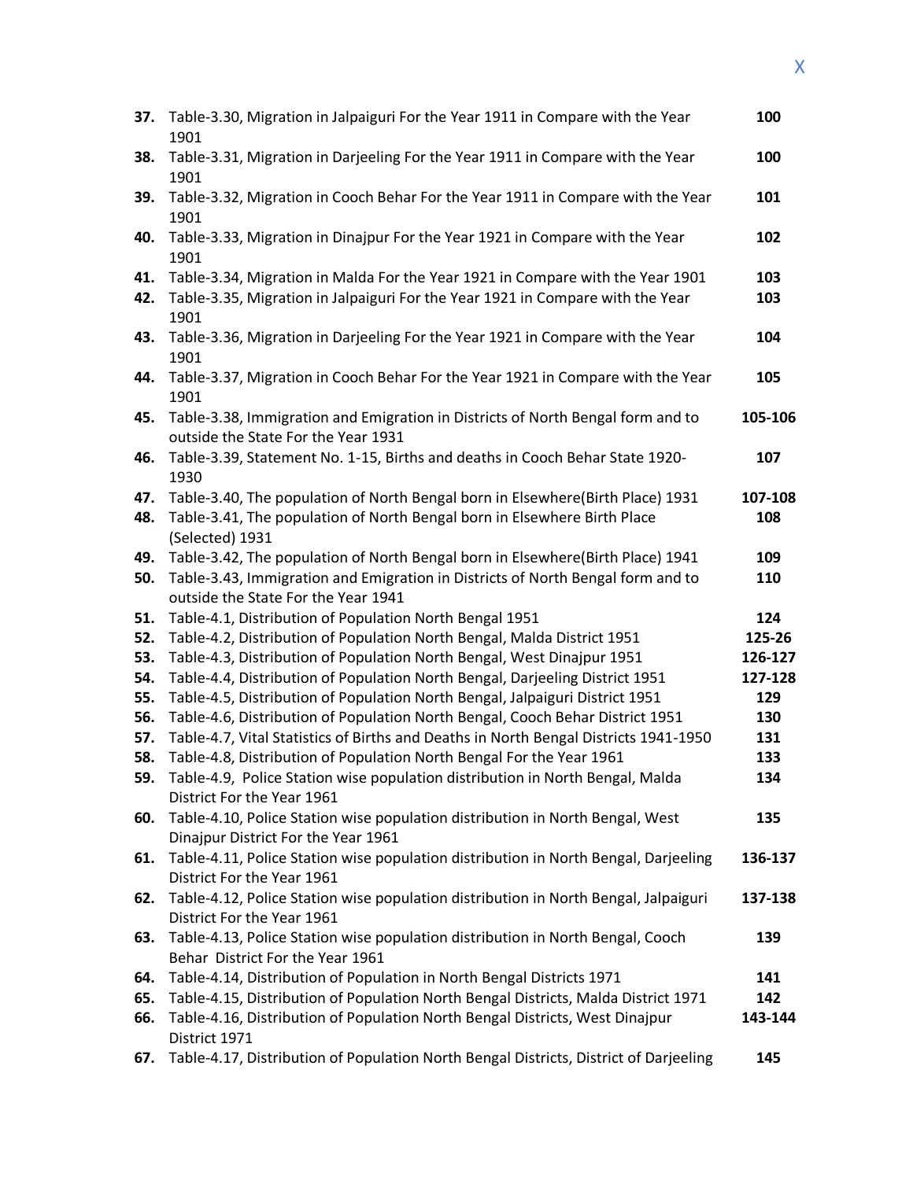| | | |
|---|---|---|
| **37.** | Table-3.30, Migration in Jalpaiguri For the Year 1911 in Compare with the Year 1901 | **100** |
| **38.** | Table-3.31, Migration in Darjeeling For the Year 1911 in Compare with the Year 1901 | **100** |
| **39.** | Table-3.32, Migration in Cooch Behar For the Year 1911 in Compare with the Year 1901 | **101** |
| **40.** | Table-3.33, Migration in Dinajpur For the Year 1921 in Compare with the Year 1901 | **102** |
| **41.** | Table-3.34, Migration in Malda For the Year 1921 in Compare with the Year 1901 | **103** |
| **42.** | Table-3.35, Migration in Jalpaiguri For the Year 1921 in Compare with the Year 1901 | **103** |
| **43.** | Table-3.36, Migration in Darjeeling For the Year 1921 in Compare with the Year 1901 | **104** |
| **44.** | Table-3.37, Migration in Cooch Behar For the Year 1921 in Compare with the Year 1901 | **105** |
| **45.** | Table-3.38, Immigration and Emigration in Districts of North Bengal form and to outside the State For the Year 1931 | **105-106** |
| **46.** | Table-3.39, Statement No. 1-15, Births and deaths in Cooch Behar State 1920-1930 | **107** |
| **47.** | Table-3.40, The population of North Bengal born in Elsewhere(Birth Place) 1931 | **107-108** |
| **48.** | Table-3.41, The population of North Bengal born in Elsewhere Birth Place (Selected) 1931 | **108** |
| **49.** | Table-3.42, The population of North Bengal born in Elsewhere(Birth Place) 1941 | **109** |
| **50.** | Table-3.43, Immigration and Emigration in Districts of North Bengal form and to outside the State For the Year 1941 | **110** |
| **51.** | Table-4.1, Distribution of Population North Bengal 1951 | **124** |
| **52.** | Table-4.2, Distribution of Population North Bengal, Malda District 1951 | **125-26** |
| **53.** | Table-4.3, Distribution of Population North Bengal, West Dinajpur 1951 | **126-127** |
| **54.** | Table-4.4, Distribution of Population North Bengal, Darjeeling District 1951 | **127-128** |
| **55.** | Table-4.5, Distribution of Population North Bengal, Jalpaiguri District 1951 | **129** |
| **56.** | Table-4.6, Distribution of Population North Bengal, Cooch Behar District 1951 | **130** |
| **57.** | Table-4.7, Vital Statistics of Births and Deaths in North Bengal Districts 1941-1950 | **131** |
| **58.** | Table-4.8, Distribution of Population North Bengal For the Year 1961 | **133** |
| **59.** | Table-4.9, Police Station wise population distribution in North Bengal, Malda District For the Year 1961 | **134** |
| **60.** | Table-4.10, Police Station wise population distribution in North Bengal, West Dinajpur District For the Year 1961 | **135** |
| **61.** | Table-4.11, Police Station wise population distribution in North Bengal, Darjeeling District For the Year 1961 | **136-137** |
| **62.** | Table-4.12, Police Station wise population distribution in North Bengal, Jalpaiguri District For the Year 1961 | **137-138** |
| **63.** | Table-4.13, Police Station wise population distribution in North Bengal, Cooch Behar District For the Year 1961 | **139** |
| **64.** | Table-4.14, Distribution of Population in North Bengal Districts 1971 | **141** |
| **65.** | Table-4.15, Distribution of Population North Bengal Districts, Malda District 1971 | **142** |
| **66.** | Table-4.16, Distribution of Population North Bengal Districts, West Dinajpur District 1971 | **143-144** |
| **67.** | Table-4.17, Distribution of Population North Bengal Districts, District of Darjeeling | **145** |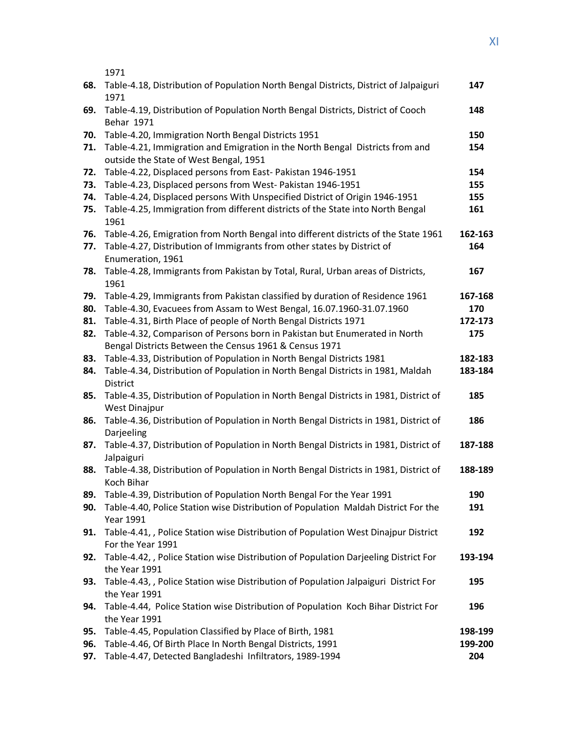| | | |
|---|---|---|
| | 1971 | |
| **68.** | Table-4.18, Distribution of Population North Bengal Districts, District of Jalpaiguri 1971 | **147** |
| **69.** | Table-4.19, Distribution of Population North Bengal Districts, District of Cooch Behar 1971 | **148** |
| **70.** | Table-4.20, Immigration North Bengal Districts 1951 | **150** |
| **71.** | Table-4.21, Immigration and Emigration in the North Bengal Districts from and outside the State of West Bengal, 1951 | **154** |
| **72.** | Table-4.22, Displaced persons from East- Pakistan 1946-1951 | **154** |
| **73.** | Table-4.23, Displaced persons from West- Pakistan 1946-1951 | **155** |
| **74.** | Table-4.24, Displaced persons With Unspecified District of Origin 1946-1951 | **155** |
| **75.** | Table-4.25, Immigration from different districts of the State into North Bengal 1961 | **161** |
| **76.** | Table-4.26, Emigration from North Bengal into different districts of the State 1961 | **162-163** |
| **77.** | Table-4.27, Distribution of Immigrants from other states by District of Enumeration, 1961 | **164** |
| **78.** | Table-4.28, Immigrants from Pakistan by Total, Rural, Urban areas of Districts, 1961 | **167** |
| **79.** | Table-4.29, Immigrants from Pakistan classified by duration of Residence 1961 | **167-168** |
| **80.** | Table-4.30, Evacuees from Assam to West Bengal, 16.07.1960-31.07.1960 | **170** |
| **81.** | Table-4.31, Birth Place of people of North Bengal Districts 1971 | **172-173** |
| **82.** | Table-4.32, Comparison of Persons born in Pakistan but Enumerated in North Bengal Districts Between the Census 1961 & Census 1971 | **175** |
| **83.** | Table-4.33, Distribution of Population in North Bengal Districts 1981 | **182-183** |
| **84.** | Table-4.34, Distribution of Population in North Bengal Districts in 1981, Maldah District | **183-184** |
| **85.** | Table-4.35, Distribution of Population in North Bengal Districts in 1981, District of West Dinajpur | **185** |
| **86.** | Table-4.36, Distribution of Population in North Bengal Districts in 1981, District of Darjeeling | **186** |
| **87.** | Table-4.37, Distribution of Population in North Bengal Districts in 1981, District of Jalpaiguri | **187-188** |
| **88.** | Table-4.38, Distribution of Population in North Bengal Districts in 1981, District of Koch Bihar | **188-189** |
| **89.** | Table-4.39, Distribution of Population North Bengal For the Year 1991 | **190** |
| **90.** | Table-4.40, Police Station wise Distribution of Population Maldah District For the Year 1991 | **191** |
| **91.** | Table-4.41, , Police Station wise Distribution of Population West Dinajpur District For the Year 1991 | **192** |
| **92.** | Table-4.42, , Police Station wise Distribution of Population Darjeeling District For the Year 1991 | **193-194** |
| **93.** | Table-4.43, , Police Station wise Distribution of Population Jalpaiguri District For the Year 1991 | **195** |
| **94.** | Table-4.44, Police Station wise Distribution of Population Koch Bihar District For the Year 1991 | **196** |
| **95.** | Table-4.45, Population Classified by Place of Birth, 1981 | **198-199** |
| **96.** | Table-4.46, Of Birth Place In North Bengal Districts, 1991 | **199-200** |
| **97.** | Table-4.47, Detected Bangladeshi Infiltrators, 1989-1994 | **204** |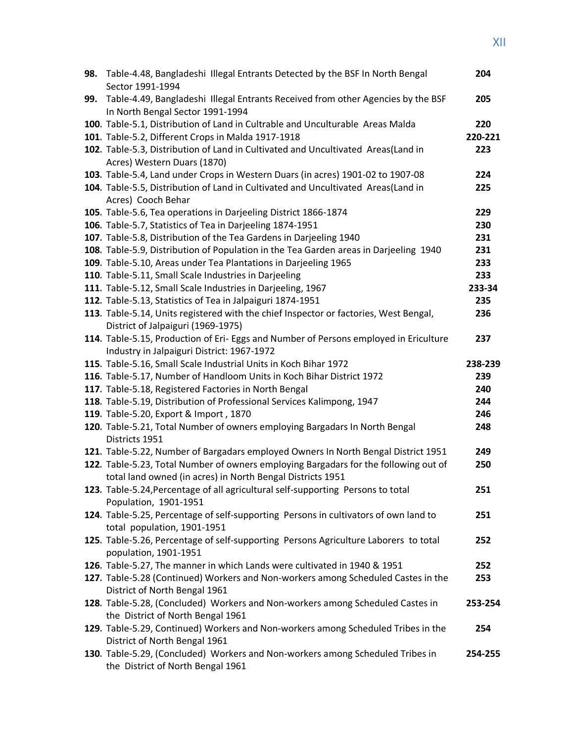| | | |
|---|---|---|
| **98.** | Table-4.48, Bangladeshi Illegal Entrants Detected by the BSF In North Bengal Sector 1991-1994 | **204** |
| **99.** | Table-4.49, Bangladeshi Illegal Entrants Received from other Agencies by the BSF In North Bengal Sector 1991-1994 | **205** |
| **100.** | Table-5.1, Distribution of Land in Cultrable and Unculturable Areas Malda | **220** |
| **101.** | Table-5.2, Different Crops in Malda 1917-1918 | **220-221** |
| **102.** | Table-5.3, Distribution of Land in Cultivated and Uncultivated Areas(Land in Acres) Western Duars (1870) | **223** |
| **103.** | Table-5.4, Land under Crops in Western Duars (in acres) 1901-02 to 1907-08 | **224** |
| **104.** | Table-5.5, Distribution of Land in Cultivated and Uncultivated Areas(Land in Acres) Cooch Behar | **225** |
| **105.** | Table-5.6, Tea operations in Darjeeling District 1866-1874 | **229** |
| **106.** | Table-5.7, Statistics of Tea in Darjeeling 1874-1951 | **230** |
| **107.** | Table-5.8, Distribution of the Tea Gardens in Darjeeling 1940 | **231** |
| **108.** | Table-5.9, Distribution of Population in the Tea Garden areas in Darjeeling 1940 | **231** |
| **109.** | Table-5.10, Areas under Tea Plantations in Darjeeling 1965 | **233** |
| **110.** | Table-5.11, Small Scale Industries in Darjeeling | **233** |
| **111.** | Table-5.12, Small Scale Industries in Darjeeling, 1967 | **233-34** |
| **112.** | Table-5.13, Statistics of Tea in Jalpaiguri 1874-1951 | **235** |
| **113.** | Table-5.14, Units registered with the chief Inspector or factories, West Bengal, District of Jalpaiguri (1969-1975) | **236** |
| **114.** | Table-5.15, Production of Eri- Eggs and Number of Persons employed in Ericulture Industry in Jalpaiguri District: 1967-1972 | **237** |
| **115.** | Table-5.16, Small Scale Industrial Units in Koch Bihar 1972 | **238-239** |
| **116.** | Table-5.17, Number of Handloom Units in Koch Bihar District 1972 | **239** |
| **117.** | Table-5.18, Registered Factories in North Bengal | **240** |
| **118.** | Table-5.19, Distribution of Professional Services Kalimpong, 1947 | **244** |
| **119.** | Table-5.20, Export & Import , 1870 | **246** |
| **120.** | Table-5.21, Total Number of owners employing Bargadars In North Bengal Districts 1951 | **248** |
| **121.** | Table-5.22, Number of Bargadars employed Owners In North Bengal District 1951 | **249** |
| **122.** | Table-5.23, Total Number of owners employing Bargadars for the following out of total land owned (in acres) in North Bengal Districts 1951 | **250** |
| **123.** | Table-5.24,Percentage of all agricultural self-supporting Persons to total Population, 1901-1951 | **251** |
| **124.** | Table-5.25, Percentage of self-supporting Persons in cultivators of own land to total population, 1901-1951 | **251** |
| **125.** | Table-5.26, Percentage of self-supporting Persons Agriculture Laborers to total population, 1901-1951 | **252** |
| **126.** | Table-5.27, The manner in which Lands were cultivated in 1940 & 1951 | **252** |
| **127.** | Table-5.28 (Continued) Workers and Non-workers among Scheduled Castes in the District of North Bengal 1961 | **253** |
| **128.** | Table-5.28, (Concluded) Workers and Non-workers among Scheduled Castes in the District of North Bengal 1961 | **253-254** |
| **129.** | Table-5.29, Continued) Workers and Non-workers among Scheduled Tribes in the District of North Bengal 1961 | **254** |
| **130.** | Table-5.29, (Concluded) Workers and Non-workers among Scheduled Tribes in the District of North Bengal 1961 | **254-255** |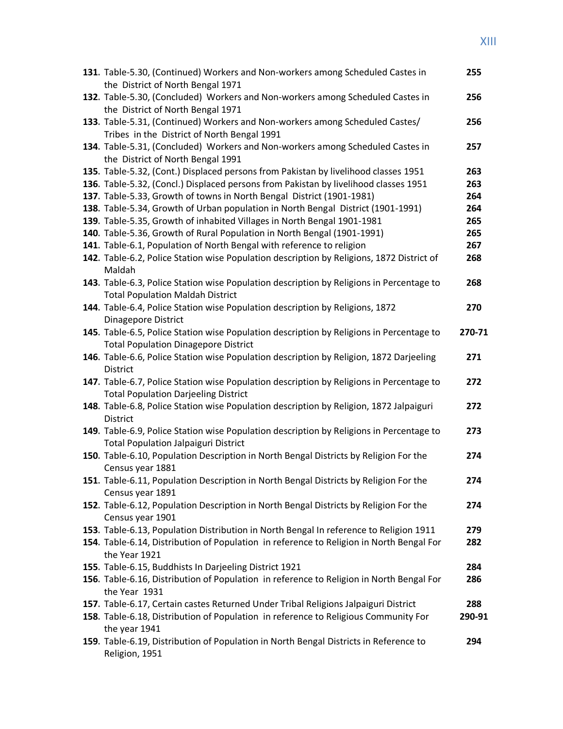| | | |
|---|---|---|
| **131**. | Table-5.30, (Continued) Workers and Non-workers among Scheduled Castes in the District of North Bengal 1971 | **255** |
| **132**. | Table-5.30, (Concluded) Workers and Non-workers among Scheduled Castes in the District of North Bengal 1971 | **256** |
| **133**. | Table-5.31, (Continued) Workers and Non-workers among Scheduled Castes/ Tribes in the District of North Bengal 1991 | **256** |
| **134**. | Table-5.31, (Concluded) Workers and Non-workers among Scheduled Castes in the District of North Bengal 1991 | **257** |
| **135**. | Table-5.32, (Cont.) Displaced persons from Pakistan by livelihood classes 1951 | **263** |
| **136**. | Table-5.32, (Concl.) Displaced persons from Pakistan by livelihood classes 1951 | **263** |
| **137**. | Table-5.33, Growth of towns in North Bengal District (1901-1981) | **264** |
| **138**. | Table-5.34, Growth of Urban population in North Bengal District (1901-1991) | **264** |
| **139**. | Table-5.35, Growth of inhabited Villages in North Bengal 1901-1981 | **265** |
| **140**. | Table-5.36, Growth of Rural Population in North Bengal (1901-1991) | **265** |
| **141**. | Table-6.1, Population of North Bengal with reference to religion | **267** |
| **142**. | Table-6.2, Police Station wise Population description by Religions, 1872 District of Maldah | **268** |
| **143**. | Table-6.3, Police Station wise Population description by Religions in Percentage to Total Population Maldah District | **268** |
| **144**. | Table-6.4, Police Station wise Population description by Religions, 1872 Dinagepore District | **270** |
| **145**. | Table-6.5, Police Station wise Population description by Religions in Percentage to Total Population Dinagepore District | **270-71** |
| **146**. | Table-6.6, Police Station wise Population description by Religion, 1872 Darjeeling District | **271** |
| **147**. | Table-6.7, Police Station wise Population description by Religions in Percentage to Total Population Darjeeling District | **272** |
| **148**. | Table-6.8, Police Station wise Population description by Religion, 1872 Jalpaiguri District | **272** |
| **149**. | Table-6.9, Police Station wise Population description by Religions in Percentage to Total Population Jalpaiguri District | **273** |
| **150**. | Table-6.10, Population Description in North Bengal Districts by Religion For the Census year 1881 | **274** |
| **151**. | Table-6.11, Population Description in North Bengal Districts by Religion For the Census year 1891 | **274** |
| **152**. | Table-6.12, Population Description in North Bengal Districts by Religion For the Census year 1901 | **274** |
| **153**. | Table-6.13, Population Distribution in North Bengal In reference to Religion 1911 | **279** |
| **154**. | Table-6.14, Distribution of Population in reference to Religion in North Bengal For the Year 1921 | **282** |
| **155**. | Table-6.15, Buddhists In Darjeeling District 1921 | **284** |
| **156**. | Table-6.16, Distribution of Population in reference to Religion in North Bengal For the Year 1931 | **286** |
| **157**. | Table-6.17, Certain castes Returned Under Tribal Religions Jalpaiguri District | **288** |
| **158**. | Table-6.18, Distribution of Population in reference to Religious Community For the year 1941 | **290-91** |
| **159**. | Table-6.19, Distribution of Population in North Bengal Districts in Reference to Religion, 1951 | **294** |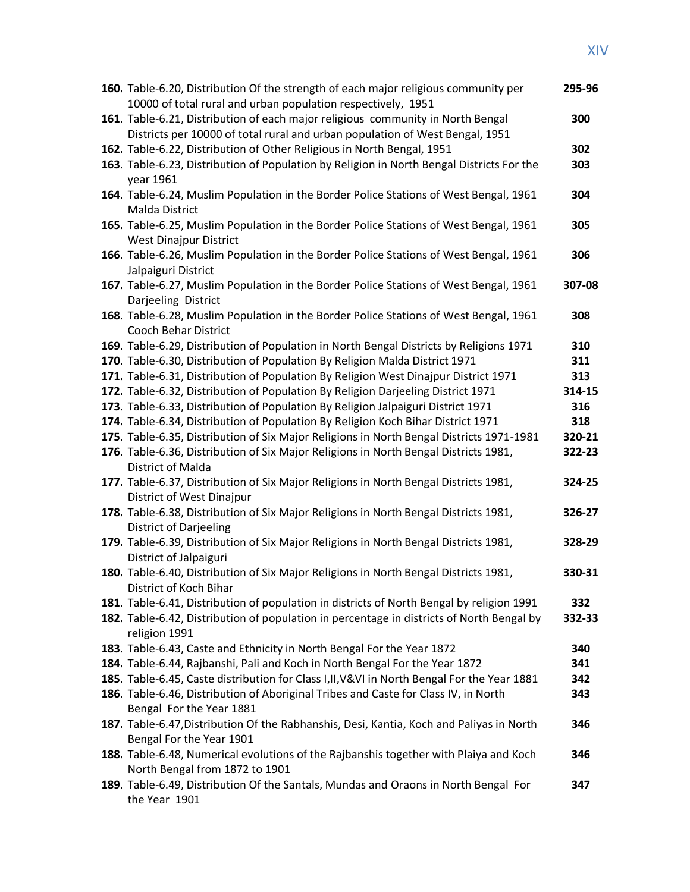| | |
|---|---|
| **160**. Table-6.20, Distribution Of the strength of each major religious community per 10000 of total rural and urban population respectively, 1951 | **295-96** |
| **161**. Table-6.21, Distribution of each major religious community in North Bengal Districts per 10000 of total rural and urban population of West Bengal, 1951 | **300** |
| **162**. Table-6.22, Distribution of Other Religious in North Bengal, 1951 | **302** |
| **163**. Table-6.23, Distribution of Population by Religion in North Bengal Districts For the year 1961 | **303** |
| **164**. Table-6.24, Muslim Population in the Border Police Stations of West Bengal, 1961 Malda District | **304** |
| **165**. Table-6.25, Muslim Population in the Border Police Stations of West Bengal, 1961 West Dinajpur District | **305** |
| **166**. Table-6.26, Muslim Population in the Border Police Stations of West Bengal, 1961 Jalpaiguri District | **306** |
| **167**. Table-6.27, Muslim Population in the Border Police Stations of West Bengal, 1961 Darjeeling District | **307-08** |
| **168**. Table-6.28, Muslim Population in the Border Police Stations of West Bengal, 1961 Cooch Behar District | **308** |
| **169**. Table-6.29, Distribution of Population in North Bengal Districts by Religions 1971 | **310** |
| **170**. Table-6.30, Distribution of Population By Religion Malda District 1971 | **311** |
| **171**. Table-6.31, Distribution of Population By Religion West Dinajpur District 1971 | **313** |
| **172**. Table-6.32, Distribution of Population By Religion Darjeeling District 1971 | **314-15** |
| **173**. Table-6.33, Distribution of Population By Religion Jalpaiguri District 1971 | **316** |
| **174**. Table-6.34, Distribution of Population By Religion Koch Bihar District 1971 | **318** |
| **175**. Table-6.35, Distribution of Six Major Religions in North Bengal Districts 1971-1981 | **320-21** |
| **176**. Table-6.36, Distribution of Six Major Religions in North Bengal Districts 1981, District of Malda | **322-23** |
| **177**. Table-6.37, Distribution of Six Major Religions in North Bengal Districts 1981, District of West Dinajpur | **324-25** |
| **178**. Table-6.38, Distribution of Six Major Religions in North Bengal Districts 1981, District of Darjeeling | **326-27** |
| **179**. Table-6.39, Distribution of Six Major Religions in North Bengal Districts 1981, District of Jalpaiguri | **328-29** |
| **180**. Table-6.40, Distribution of Six Major Religions in North Bengal Districts 1981, District of Koch Bihar | **330-31** |
| **181**. Table-6.41, Distribution of population in districts of North Bengal by religion 1991 | **332** |
| **182**. Table-6.42, Distribution of population in percentage in districts of North Bengal by religion 1991 | **332-33** |
| **183**. Table-6.43, Caste and Ethnicity in North Bengal For the Year 1872 | **340** |
| **184**. Table-6.44, Rajbanshi, Pali and Koch in North Bengal For the Year 1872 | **341** |
| **185**. Table-6.45, Caste distribution for Class I,II,V&VI in North Bengal For the Year 1881 | **342** |
| **186**. Table-6.46, Distribution of Aboriginal Tribes and Caste for Class IV, in North Bengal For the Year 1881 | **343** |
| **187**. Table-6.47,Distribution Of the Rabhanshis, Desi, Kantia, Koch and Paliyas in North Bengal For the Year 1901 | **346** |
| **188**. Table-6.48, Numerical evolutions of the Rajbanshis together with Plaiya and Koch North Bengal from 1872 to 1901 | **346** |
| **189**. Table-6.49, Distribution Of the Santals, Mundas and Oraons in North Bengal For the Year 1901 | **347** |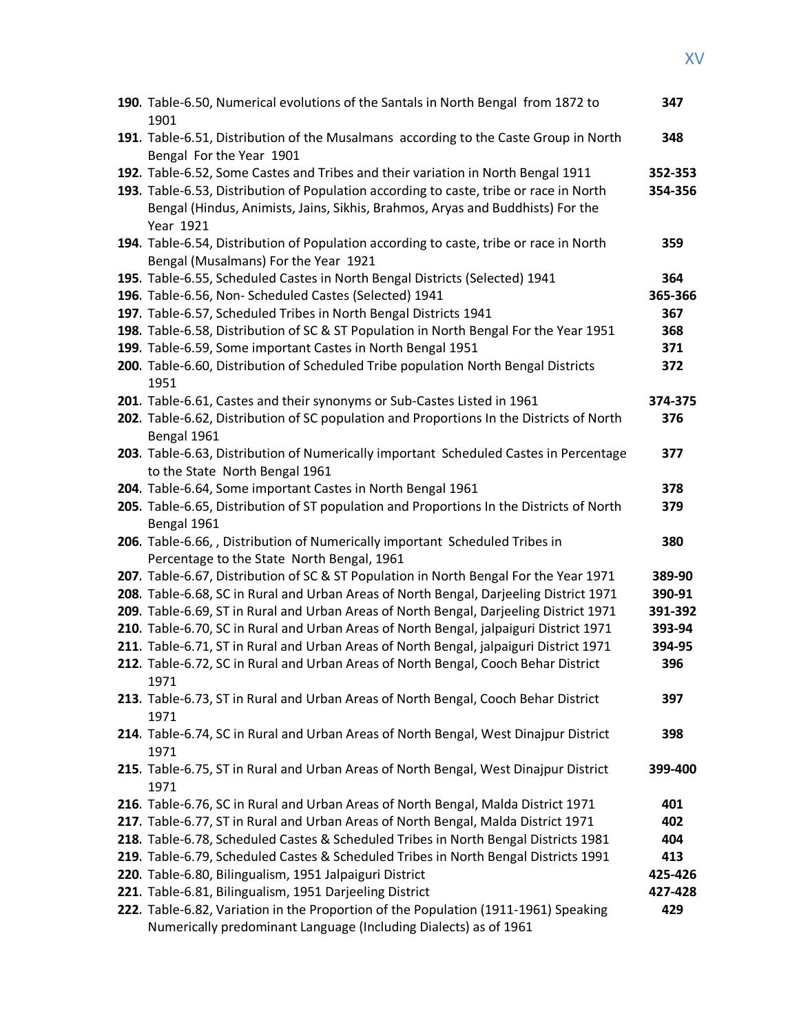| | |
|---|---|
| **190**. Table-6.50, Numerical evolutions of the Santals in North Bengal from 1872 to 1901 | **347** |
| **191**. Table-6.51, Distribution of the Musalmans according to the Caste Group in North Bengal For the Year 1901 | **348** |
| **192**. Table-6.52, Some Castes and Tribes and their variation in North Bengal 1911 | **352-353** |
| **193**. Table-6.53, Distribution of Population according to caste, tribe or race in North Bengal (Hindus, Animists, Jains, Sikhis, Brahmos, Aryas and Buddhists) For the Year 1921 | **354-356** |
| **194**. Table-6.54, Distribution of Population according to caste, tribe or race in North Bengal (Musalmans) For the Year 1921 | **359** |
| **195**. Table-6.55, Scheduled Castes in North Bengal Districts (Selected) 1941 | **364** |
| **196**. Table-6.56, Non- Scheduled Castes (Selected) 1941 | **365-366** |
| **197**. Table-6.57, Scheduled Tribes in North Bengal Districts 1941 | **367** |
| **198**. Table-6.58, Distribution of SC & ST Population in North Bengal For the Year 1951 | **368** |
| **199**. Table-6.59, Some important Castes in North Bengal 1951 | **371** |
| **200**. Table-6.60, Distribution of Scheduled Tribe population North Bengal Districts 1951 | **372** |
| **201**. Table-6.61, Castes and their synonyms or Sub-Castes Listed in 1961 | **374-375** |
| **202**. Table-6.62, Distribution of SC population and Proportions In the Districts of North Bengal 1961 | **376** |
| **203**. Table-6.63, Distribution of Numerically important Scheduled Castes in Percentage to the State North Bengal 1961 | **377** |
| **204**. Table-6.64, Some important Castes in North Bengal 1961 | **378** |
| **205**. Table-6.65, Distribution of ST population and Proportions In the Districts of North Bengal 1961 | **379** |
| **206**. Table-6.66, , Distribution of Numerically important Scheduled Tribes in Percentage to the State North Bengal, 1961 | **380** |
| **207**. Table-6.67, Distribution of SC & ST Population in North Bengal For the Year 1971 | **389-90** |
| **208**. Table-6.68, SC in Rural and Urban Areas of North Bengal, Darjeeling District 1971 | **390-91** |
| **209**. Table-6.69, ST in Rural and Urban Areas of North Bengal, Darjeeling District 1971 | **391-392** |
| **210**. Table-6.70, SC in Rural and Urban Areas of North Bengal, jalpaiguri District 1971 | **393-94** |
| **211**. Table-6.71, ST in Rural and Urban Areas of North Bengal, jalpaiguri District 1971 | **394-95** |
| **212**. Table-6.72, SC in Rural and Urban Areas of North Bengal, Cooch Behar District 1971 | **396** |
| **213**. Table-6.73, ST in Rural and Urban Areas of North Bengal, Cooch Behar District 1971 | **397** |
| **214**. Table-6.74, SC in Rural and Urban Areas of North Bengal, West Dinajpur District 1971 | **398** |
| **215**. Table-6.75, ST in Rural and Urban Areas of North Bengal, West Dinajpur District 1971 | **399-400** |
| **216**. Table-6.76, SC in Rural and Urban Areas of North Bengal, Malda District 1971 | **401** |
| **217**. Table-6.77, ST in Rural and Urban Areas of North Bengal, Malda District 1971 | **402** |
| **218**. Table-6.78, Scheduled Castes & Scheduled Tribes in North Bengal Districts 1981 | **404** |
| **219**. Table-6.79, Scheduled Castes & Scheduled Tribes in North Bengal Districts 1991 | **413** |
| **220**. Table-6.80, Bilingualism, 1951 Jalpaiguri District | **425-426** |
| **221**. Table-6.81, Bilingualism, 1951 Darjeeling District | **427-428** |
| **222**. Table-6.82, Variation in the Proportion of the Population (1911-1961) Speaking Numerically predominant Language (Including Dialects) as of 1961 | **429** |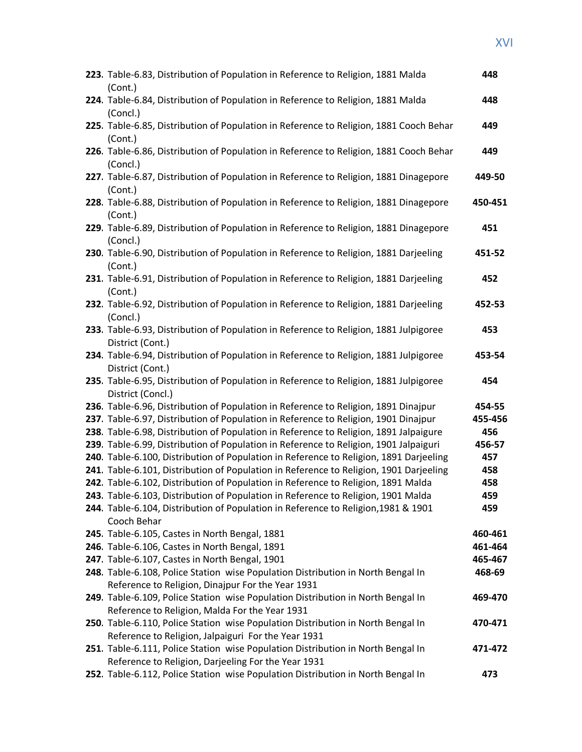| | | |
|---|---|---|
| **223**. | Table-6.83, Distribution of Population in Reference to Religion, 1881 Malda (Cont.) | **448** |
| **224**. | Table-6.84, Distribution of Population in Reference to Religion, 1881 Malda (Concl.) | **448** |
| **225**. | Table-6.85, Distribution of Population in Reference to Religion, 1881 Cooch Behar (Cont.) | **449** |
| **226**. | Table-6.86, Distribution of Population in Reference to Religion, 1881 Cooch Behar (Concl.) | **449** |
| **227**. | Table-6.87, Distribution of Population in Reference to Religion, 1881 Dinagepore (Cont.) | **449-50** |
| **228**. | Table-6.88, Distribution of Population in Reference to Religion, 1881 Dinagepore (Cont.) | **450-451** |
| **229**. | Table-6.89, Distribution of Population in Reference to Religion, 1881 Dinagepore (Concl.) | **451** |
| **230**. | Table-6.90, Distribution of Population in Reference to Religion, 1881 Darjeeling (Cont.) | **451-52** |
| **231**. | Table-6.91, Distribution of Population in Reference to Religion, 1881 Darjeeling (Cont.) | **452** |
| **232**. | Table-6.92, Distribution of Population in Reference to Religion, 1881 Darjeeling (Concl.) | **452-53** |
| **233**. | Table-6.93, Distribution of Population in Reference to Religion, 1881 Julpigoree District (Cont.) | **453** |
| **234**. | Table-6.94, Distribution of Population in Reference to Religion, 1881 Julpigoree District (Cont.) | **453-54** |
| **235**. | Table-6.95, Distribution of Population in Reference to Religion, 1881 Julpigoree District (Concl.) | **454** |
| **236**. | Table-6.96, Distribution of Population in Reference to Religion, 1891 Dinajpur | **454-55** |
| **237**. | Table-6.97, Distribution of Population in Reference to Religion, 1901 Dinajpur | **455-456** |
| **238**. | Table-6.98, Distribution of Population in Reference to Religion, 1891 Jalpaigure | **456** |
| **239**. | Table-6.99, Distribution of Population in Reference to Religion, 1901 Jalpaiguri | **456-57** |
| **240**. | Table-6.100, Distribution of Population in Reference to Religion, 1891 Darjeeling | **457** |
| **241**. | Table-6.101, Distribution of Population in Reference to Religion, 1901 Darjeeling | **458** |
| **242**. | Table-6.102, Distribution of Population in Reference to Religion, 1891 Malda | **458** |
| **243**. | Table-6.103, Distribution of Population in Reference to Religion, 1901 Malda | **459** |
| **244**. | Table-6.104, Distribution of Population in Reference to Religion,1981 & 1901 Cooch Behar | **459** |
| **245**. | Table-6.105, Castes in North Bengal, 1881 | **460-461** |
| **246**. | Table-6.106, Castes in North Bengal, 1891 | **461-464** |
| **247**. | Table-6.107, Castes in North Bengal, 1901 | **465-467** |
| **248**. | Table-6.108, Police Station wise Population Distribution in North Bengal In Reference to Religion, Dinajpur For the Year 1931 | **468-69** |
| **249**. | Table-6.109, Police Station wise Population Distribution in North Bengal In Reference to Religion, Malda For the Year 1931 | **469-470** |
| **250**. | Table-6.110, Police Station wise Population Distribution in North Bengal In Reference to Religion, Jalpaiguri For the Year 1931 | **470-471** |
| **251**. | Table-6.111, Police Station wise Population Distribution in North Bengal In Reference to Religion, Darjeeling For the Year 1931 | **471-472** |
| **252**. | Table-6.112, Police Station wise Population Distribution in North Bengal In | **473** |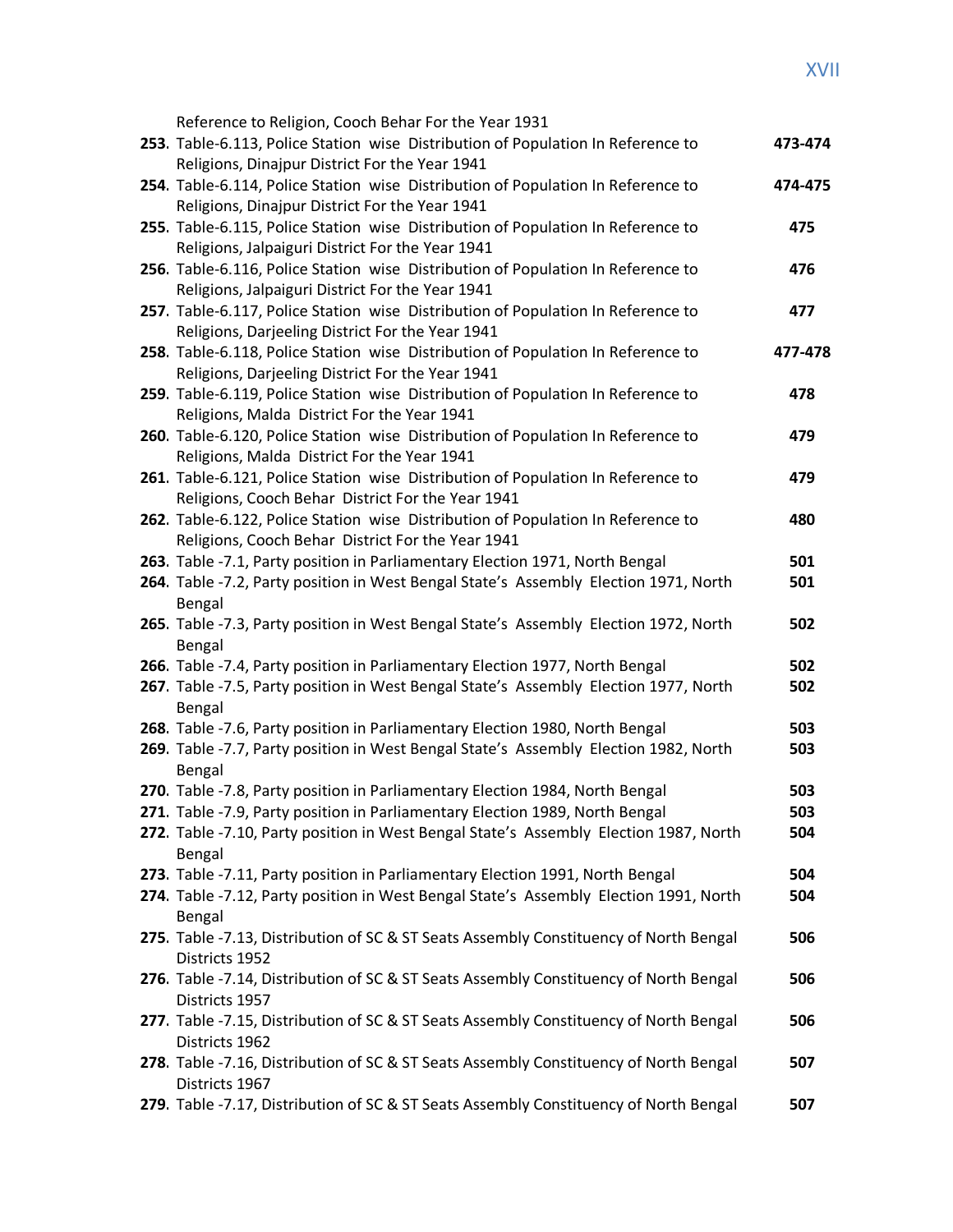Reference to Religion, Cooch Behar For the Year 1931

| | | |
|---|---|---|
| **253**. | Table-6.113, Police Station wise Distribution of Population In Reference to Religions, Dinajpur District For the Year 1941 | **473-474** |
| **254**. | Table-6.114, Police Station wise Distribution of Population In Reference to Religions, Dinajpur District For the Year 1941 | **474-475** |
| **255**. | Table-6.115, Police Station wise Distribution of Population In Reference to Religions, Jalpaiguri District For the Year 1941 | **475** |
| **256**. | Table-6.116, Police Station wise Distribution of Population In Reference to Religions, Jalpaiguri District For the Year 1941 | **476** |
| **257**. | Table-6.117, Police Station wise Distribution of Population In Reference to Religions, Darjeeling District For the Year 1941 | **477** |
| **258**. | Table-6.118, Police Station wise Distribution of Population In Reference to Religions, Darjeeling District For the Year 1941 | **477-478** |
| **259**. | Table-6.119, Police Station wise Distribution of Population In Reference to Religions, Malda District For the Year 1941 | **478** |
| **260**. | Table-6.120, Police Station wise Distribution of Population In Reference to Religions, Malda District For the Year 1941 | **479** |
| **261**. | Table-6.121, Police Station wise Distribution of Population In Reference to Religions, Cooch Behar District For the Year 1941 | **479** |
| **262**. | Table-6.122, Police Station wise Distribution of Population In Reference to Religions, Cooch Behar District For the Year 1941 | **480** |
| **263**. | Table -7.1, Party position in Parliamentary Election 1971, North Bengal | **501** |
| **264**. | Table -7.2, Party position in West Bengal State's Assembly Election 1971, North Bengal | **501** |
| **265**. | Table -7.3, Party position in West Bengal State's Assembly Election 1972, North Bengal | **502** |
| **266**. | Table -7.4, Party position in Parliamentary Election 1977, North Bengal | **502** |
| **267**. | Table -7.5, Party position in West Bengal State's Assembly Election 1977, North Bengal | **502** |
| **268**. | Table -7.6, Party position in Parliamentary Election 1980, North Bengal | **503** |
| **269**. | Table -7.7, Party position in West Bengal State's Assembly Election 1982, North Bengal | **503** |
| **270**. | Table -7.8, Party position in Parliamentary Election 1984, North Bengal | **503** |
| **271**. | Table -7.9, Party position in Parliamentary Election 1989, North Bengal | **503** |
| **272**. | Table -7.10, Party position in West Bengal State's Assembly Election 1987, North Bengal | **504** |
| **273**. | Table -7.11, Party position in Parliamentary Election 1991, North Bengal | **504** |
| **274**. | Table -7.12, Party position in West Bengal State's Assembly Election 1991, North Bengal | **504** |
| **275**. | Table -7.13, Distribution of SC & ST Seats Assembly Constituency of North Bengal Districts 1952 | **506** |
| **276**. | Table -7.14, Distribution of SC & ST Seats Assembly Constituency of North Bengal Districts 1957 | **506** |
| **277**. | Table -7.15, Distribution of SC & ST Seats Assembly Constituency of North Bengal Districts 1962 | **506** |
| **278**. | Table -7.16, Distribution of SC & ST Seats Assembly Constituency of North Bengal Districts 1967 | **507** |
| **279**. | Table -7.17, Distribution of SC & ST Seats Assembly Constituency of North Bengal | **507** |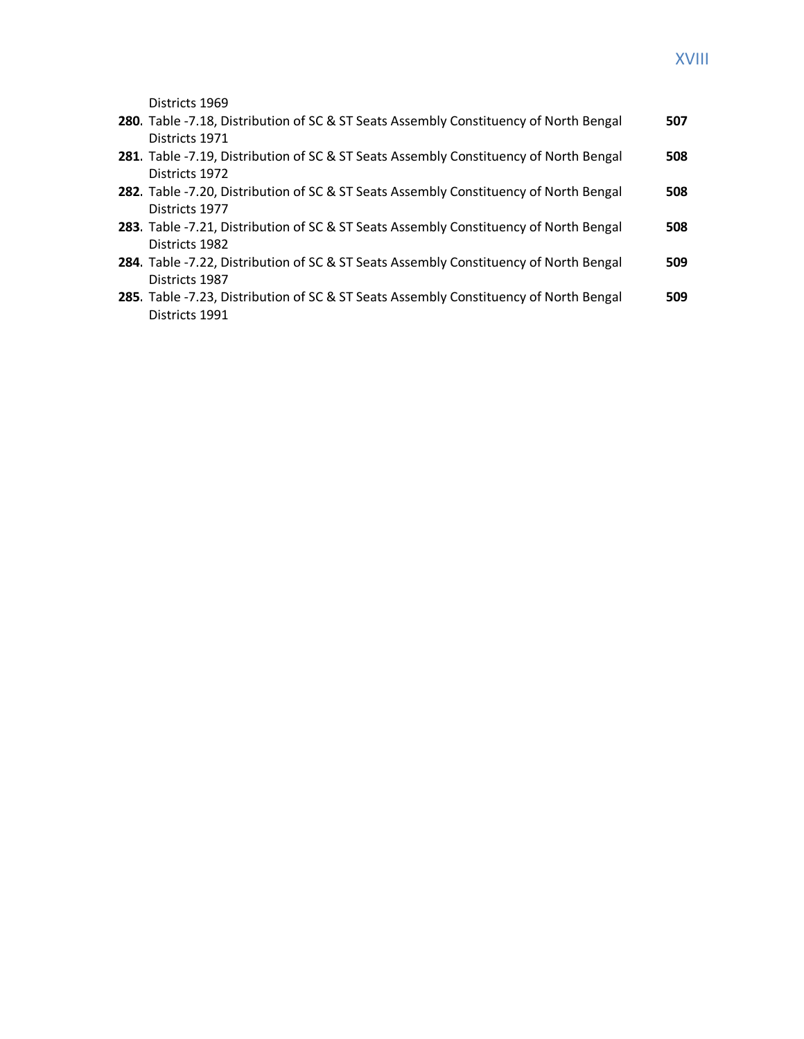Districts 1969

**280**. Table -7.18, Distribution of SC & ST Seats Assembly Constituency of North Bengal Districts 1971 **507**

**281**. Table -7.19, Distribution of SC & ST Seats Assembly Constituency of North Bengal Districts 1972 **508**

**282**. Table -7.20, Distribution of SC & ST Seats Assembly Constituency of North Bengal Districts 1977 **508**

**283**. Table -7.21, Distribution of SC & ST Seats Assembly Constituency of North Bengal Districts 1982 **508**

**284**. Table -7.22, Distribution of SC & ST Seats Assembly Constituency of North Bengal Districts 1987 **509**

**285**. Table -7.23, Distribution of SC & ST Seats Assembly Constituency of North Bengal Districts 1991 **509**